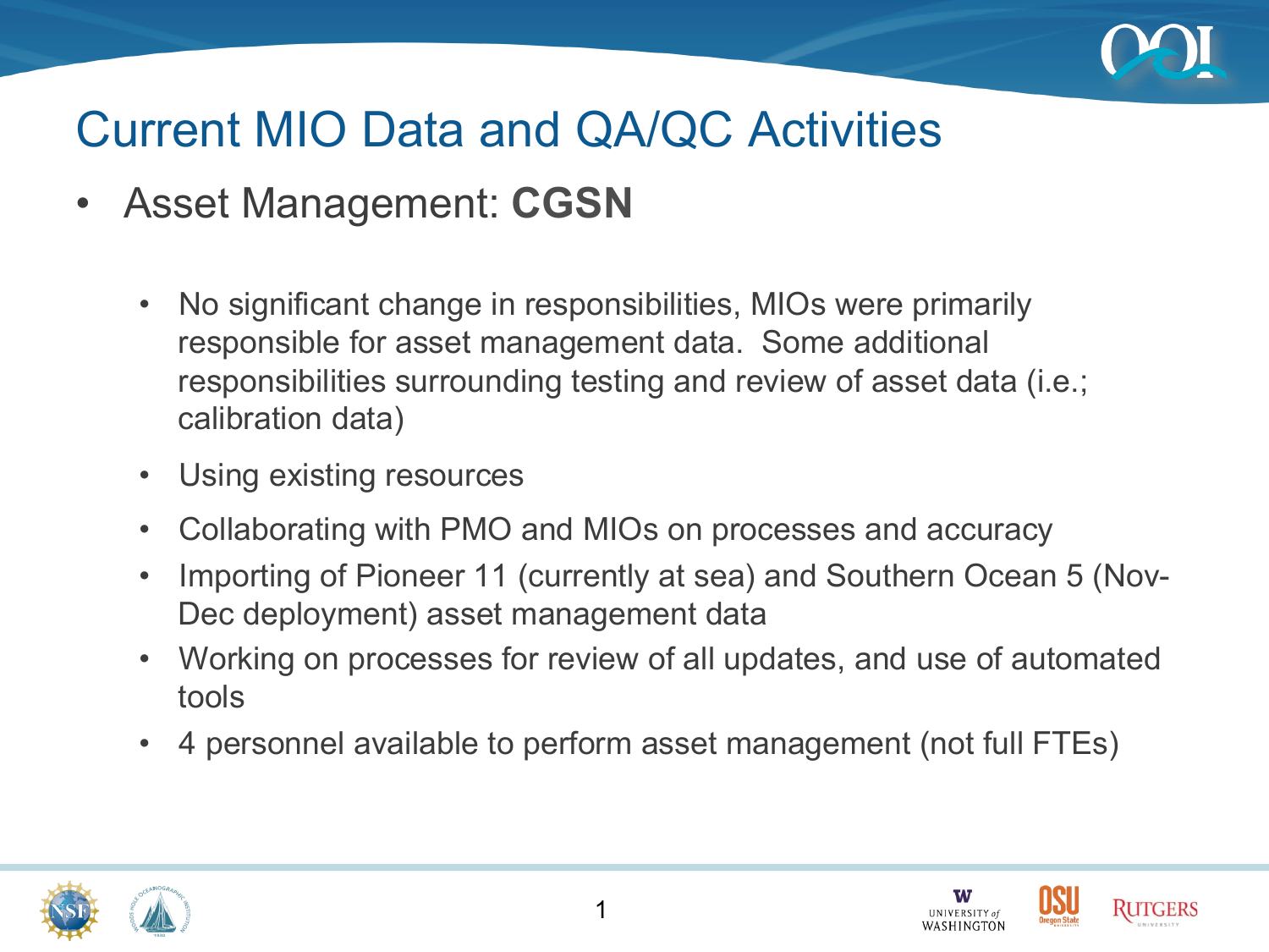# Current MIO Data and QA/QC Activities

- Asset Management: **CGSN**
  - No significant change in responsibilities, MIOs were primarily responsible for asset management data. Some additional responsibilities surrounding testing and review of asset data (i.e.; calibration data)
  - Using existing resources
  - Collaborating with PMO and MIOs on processes and accuracy
  - Importing of Pioneer 11 (currently at sea) and Southern Ocean 5 (Nov-Dec deployment) asset management data
  - Working on processes for review of all updates, and use of automated tools
  - 4 personnel available to perform asset management (not full FTEs)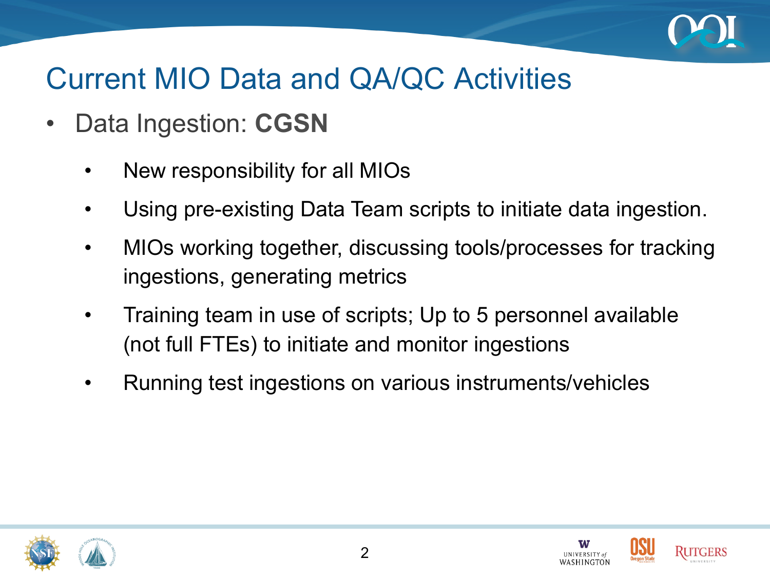# Current MIO Data and QA/QC Activities

- Data Ingestion: **CGSN**
  - New responsibility for all MIOs
  - Using pre-existing Data Team scripts to initiate data ingestion.
  - MIOs working together, discussing tools/processes for tracking ingestions, generating metrics
  - Training team in use of scripts; Up to 5 personnel available (not full FTEs) to initiate and monitor ingestions
  - Running test ingestions on various instruments/vehicles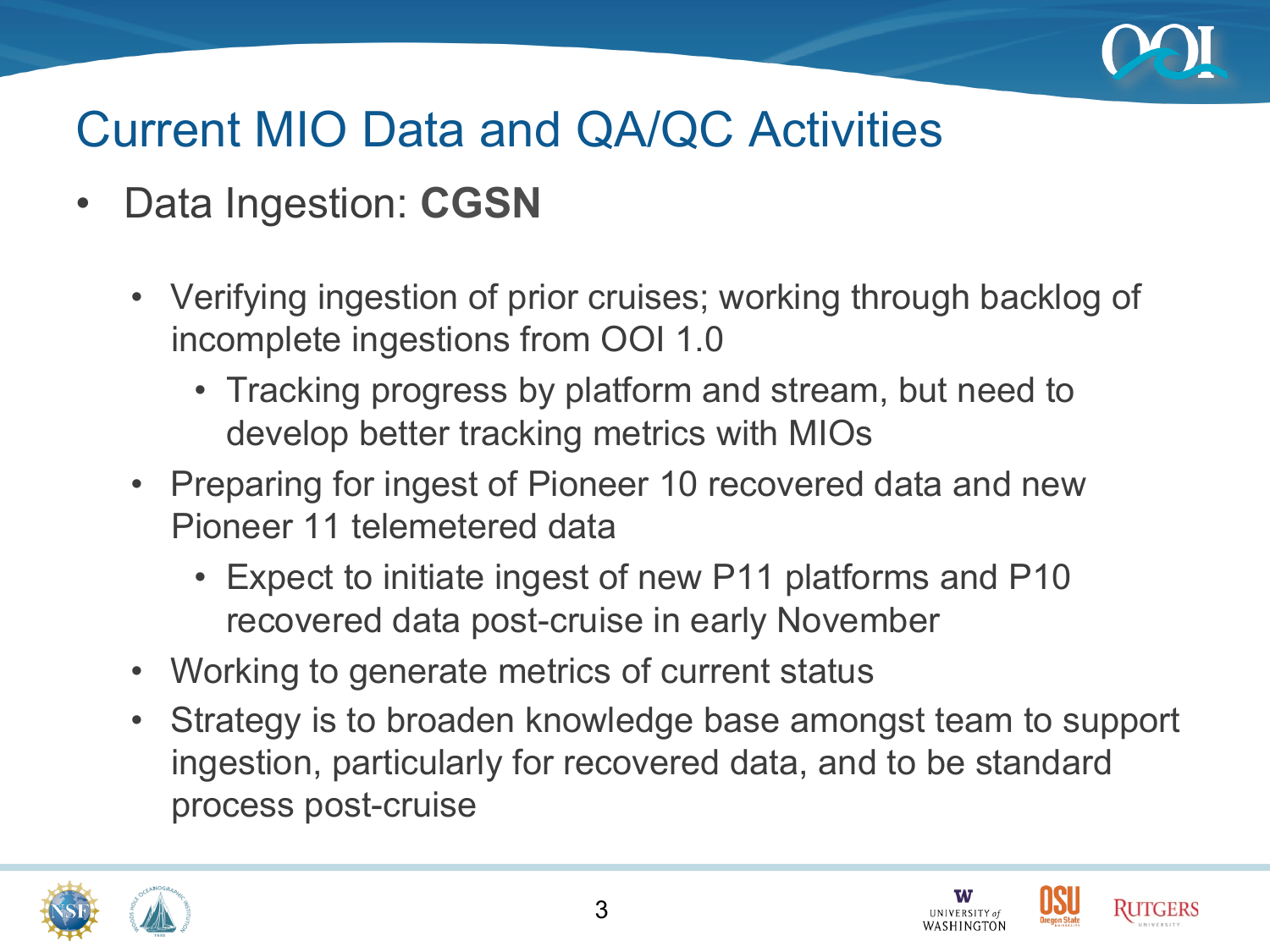# Current MIO Data and QA/QC Activities

- Data Ingestion: **CGSN**
  - Verifying ingestion of prior cruises; working through backlog of incomplete ingestions from OOI 1.0
    - Tracking progress by platform and stream, but need to develop better tracking metrics with MIOs
  - Preparing for ingest of Pioneer 10 recovered data and new Pioneer 11 telemetered data
    - Expect to initiate ingest of new P11 platforms and P10 recovered data post-cruise in early November
  - Working to generate metrics of current status
  - Strategy is to broaden knowledge base amongst team to support ingestion, particularly for recovered data, and to be standard process post-cruise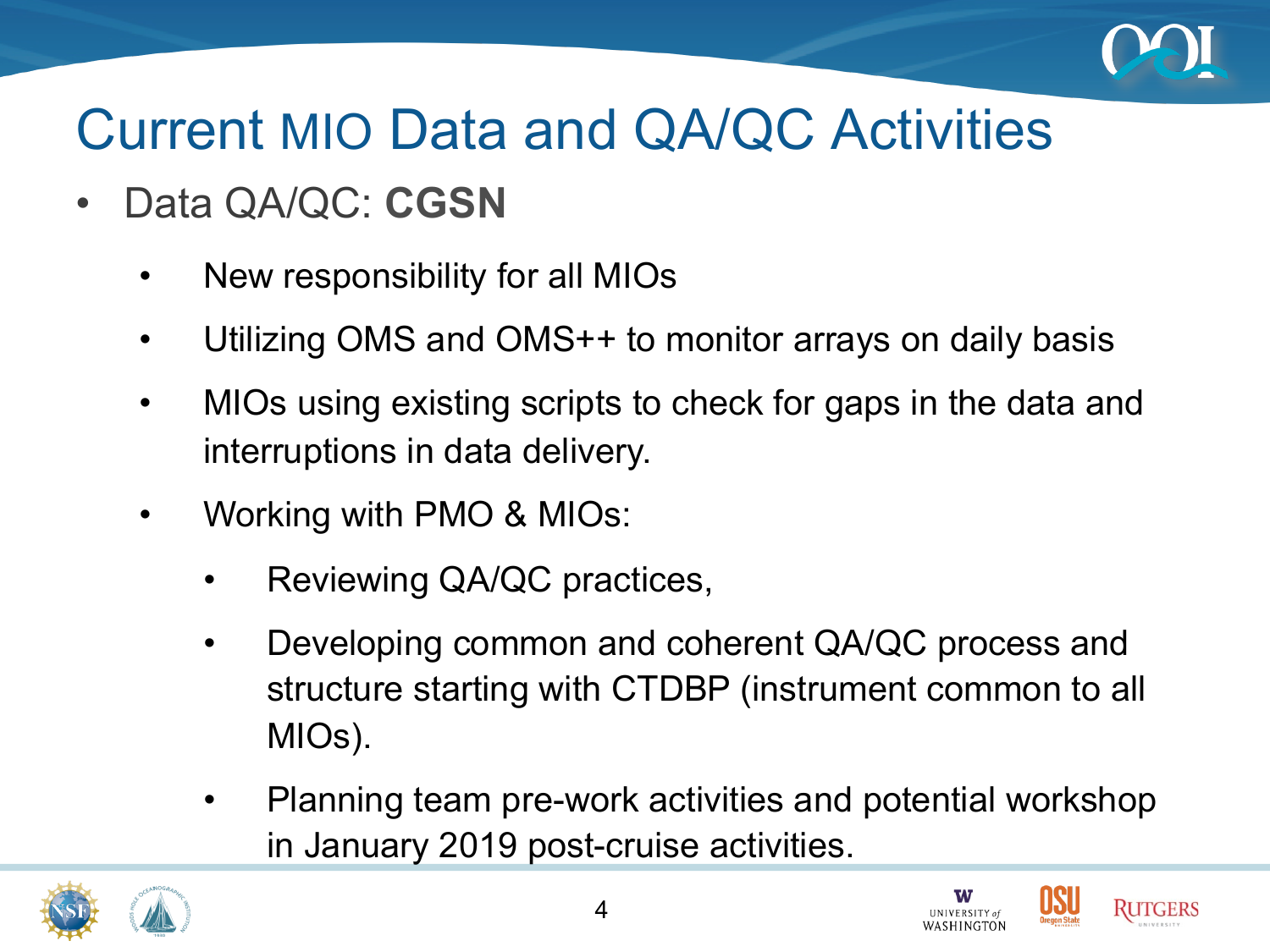# Current MIO Data and QA/QC Activities

- Data QA/QC: **CGSN**
  - New responsibility for all MIOs
  - Utilizing OMS and OMS++ to monitor arrays on daily basis
  - MIOs using existing scripts to check for gaps in the data and interruptions in data delivery.
  - Working with PMO & MIOs:
    - Reviewing QA/QC practices,
    - Developing common and coherent QA/QC process and structure starting with CTDBP (instrument common to all MIOs).
    - Planning team pre-work activities and potential workshop in January 2019 post-cruise activities.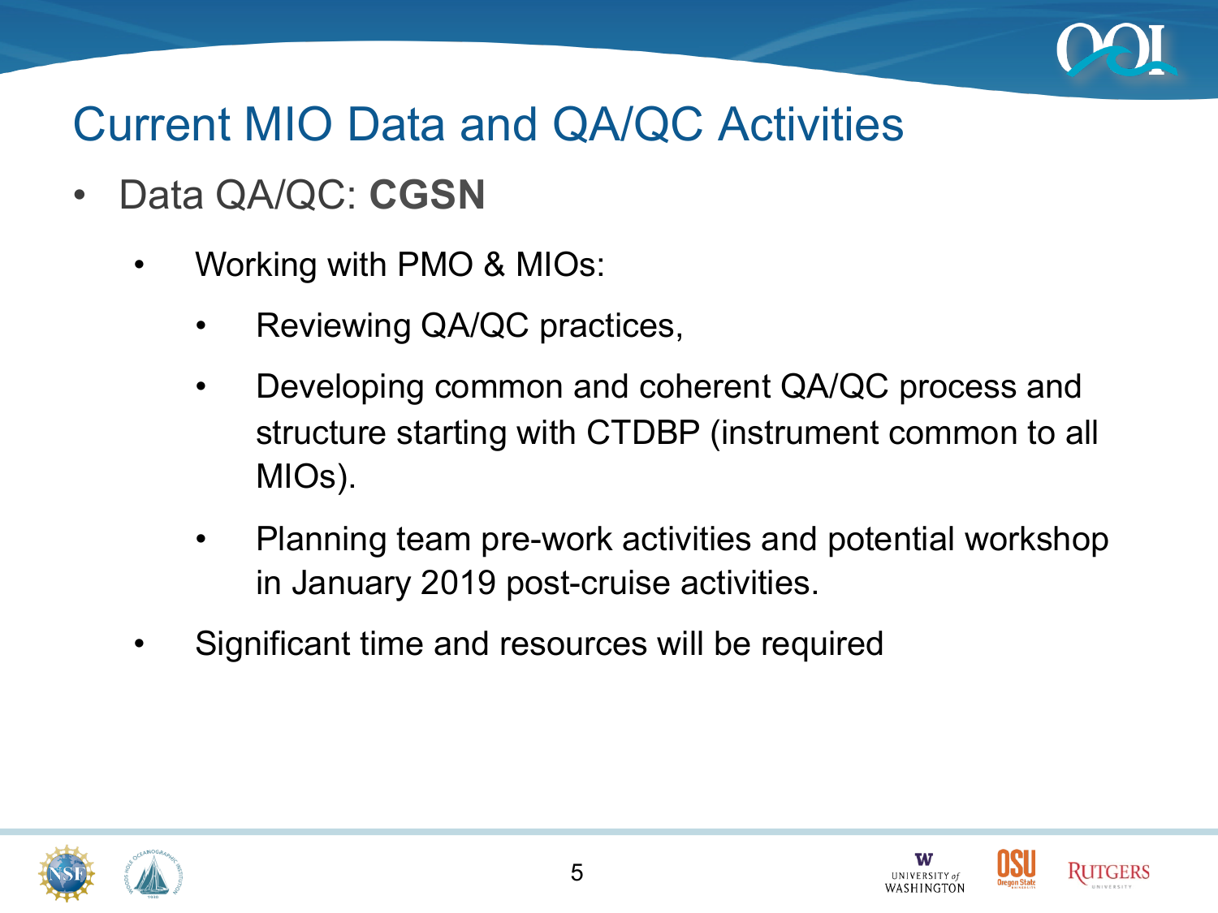# Current MIO Data and QA/QC Activities

- Data QA/QC: **CGSN**
  - Working with PMO & MIOs:
    - Reviewing QA/QC practices,
    - Developing common and coherent QA/QC process and structure starting with CTDBP (instrument common to all MIOs).
    - Planning team pre-work activities and potential workshop in January 2019 post-cruise activities.
  - Significant time and resources will be required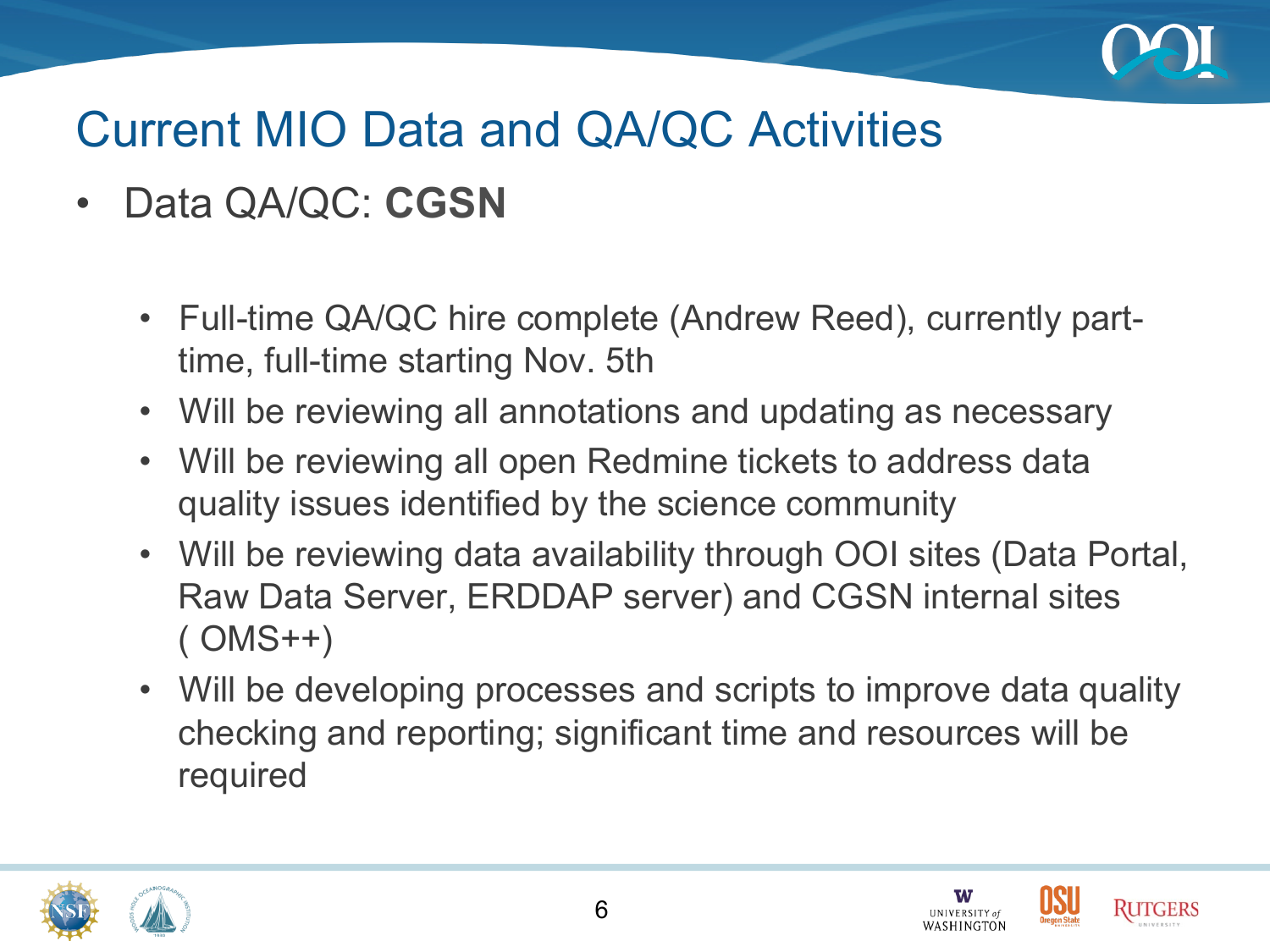# Current MIO Data and QA/QC Activities

- Data QA/QC: **CGSN**
  - Full-time QA/QC hire complete (Andrew Reed), currently part-time, full-time starting Nov. 5th
  - Will be reviewing all annotations and updating as necessary
  - Will be reviewing all open Redmine tickets to address data quality issues identified by the science community
  - Will be reviewing data availability through OOI sites (Data Portal, Raw Data Server, ERDDAP server) and CGSN internal sites ( OMS++)
  - Will be developing processes and scripts to improve data quality checking and reporting; significant time and resources will be required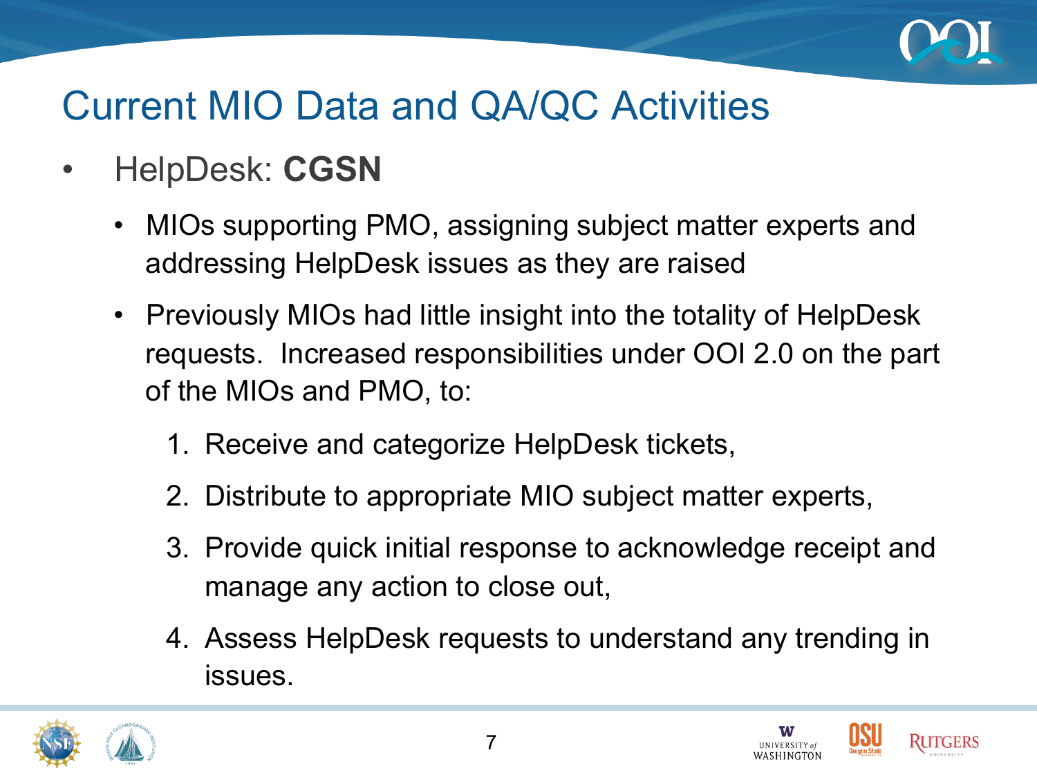# Current MIO Data and QA/QC Activities

- HelpDesk: **CGSN**
  - MIOs supporting PMO, assigning subject matter experts and addressing HelpDesk issues as they are raised
  - Previously MIOs had little insight into the totality of HelpDesk requests. Increased responsibilities under OOI 2.0 on the part of the MIOs and PMO, to:
    1. Receive and categorize HelpDesk tickets,
    2. Distribute to appropriate MIO subject matter experts,
    3. Provide quick initial response to acknowledge receipt and manage any action to close out,
    4. Assess HelpDesk requests to understand any trending in issues.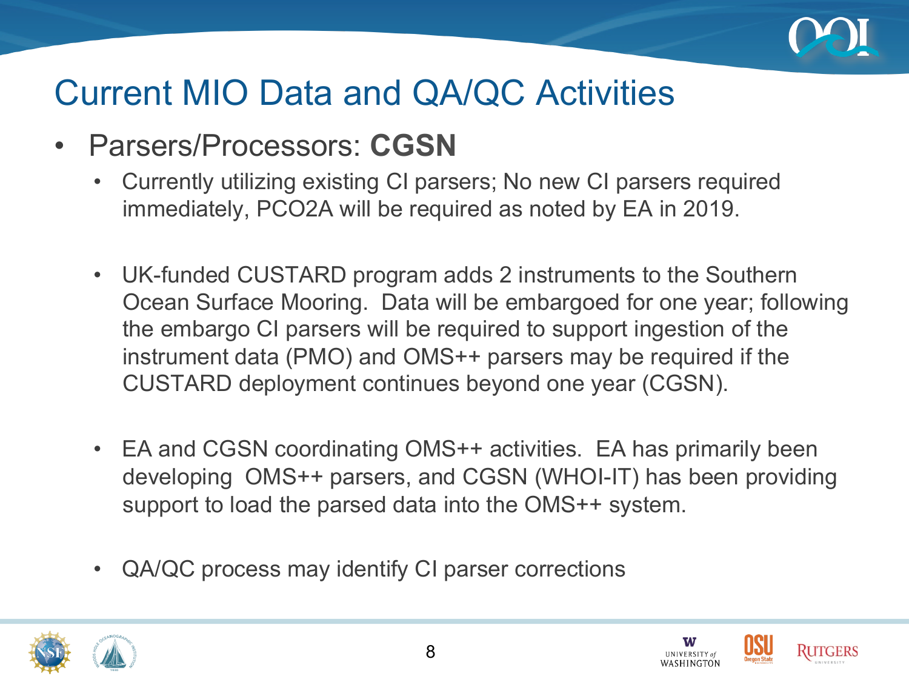# Current MIO Data and QA/QC Activities

- Parsers/Processors: **CGSN**
  - Currently utilizing existing CI parsers; No new CI parsers required immediately, PCO2A will be required as noted by EA in 2019.
  - UK-funded CUSTARD program adds 2 instruments to the Southern Ocean Surface Mooring. Data will be embargoed for one year; following the embargo CI parsers will be required to support ingestion of the instrument data (PMO) and OMS++ parsers may be required if the CUSTARD deployment continues beyond one year (CGSN).
  - EA and CGSN coordinating OMS++ activities. EA has primarily been developing OMS++ parsers, and CGSN (WHOI-IT) has been providing support to load the parsed data into the OMS++ system.
  - QA/QC process may identify CI parser corrections